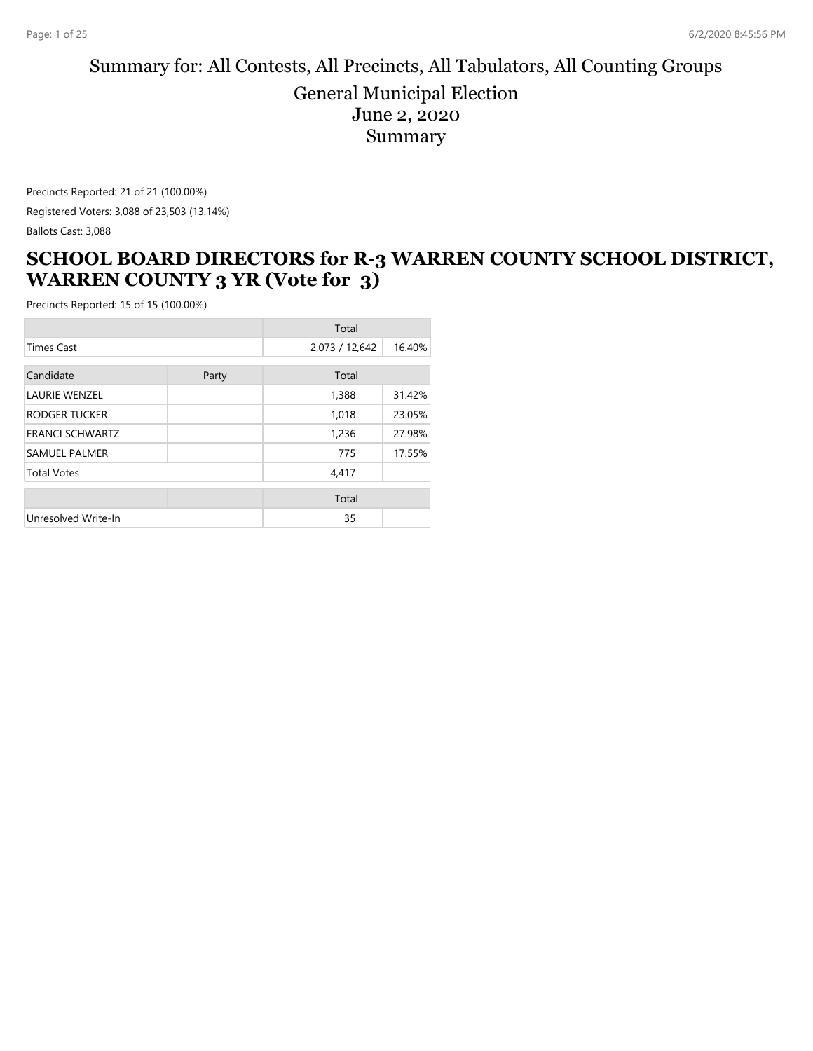# Summary for: All Contests, All Precincts, All Tabulators, All Counting Groups

## General Municipal Election
## June 2, 2020
## Summary

Precincts Reported: 21 of 21 (100.00%)

Registered Voters: 3,088 of 23,503 (13.14%)

Ballots Cast: 3,088

## SCHOOL BOARD DIRECTORS for R-3 WARREN COUNTY SCHOOL DISTRICT, WARREN COUNTY 3 YR (Vote for 3)

Precincts Reported: 15 of 15 (100.00%)

| | | Total | |
|---|---|---|---|
| Times Cast | | 2,073 / 12,642 | 16.40% |

| Candidate | Party | Total | |
|---|---|---|---|
| LAURIE WENZEL | | 1,388 | 31.42% |
| RODGER TUCKER | | 1,018 | 23.05% |
| FRANCI SCHWARTZ | | 1,236 | 27.98% |
| SAMUEL PALMER | | 775 | 17.55% |
| Total Votes | | 4,417 | |

| | | Total | |
|---|---|---|---|
| Unresolved Write-In | | 35 | |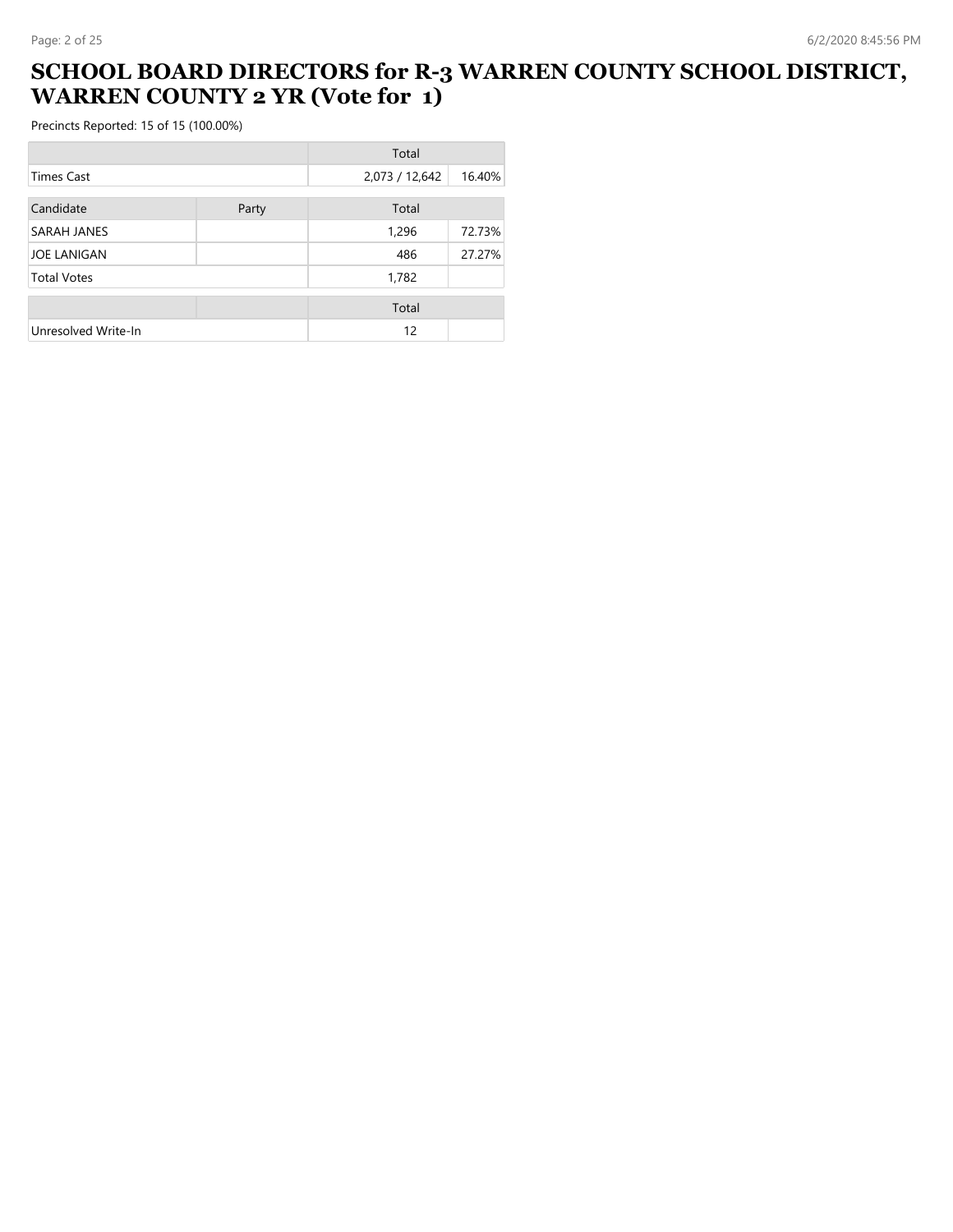# SCHOOL BOARD DIRECTORS for R-3 WARREN COUNTY SCHOOL DISTRICT, WARREN COUNTY 2 YR (Vote for 1)

Precincts Reported: 15 of 15 (100.00%)

| | | Total | |
|---|---|---|---|
| Times Cast | | 2,073 / 12,642 | 16.40% |

| Candidate | Party | Total | |
|---|---|---|---|
| SARAH JANES | | 1,296 | 72.73% |
| JOE LANIGAN | | 486 | 27.27% |
| Total Votes | | 1,782 | |

| | | Total | |
|---|---|---|---|
| Unresolved Write-In | | 12 | |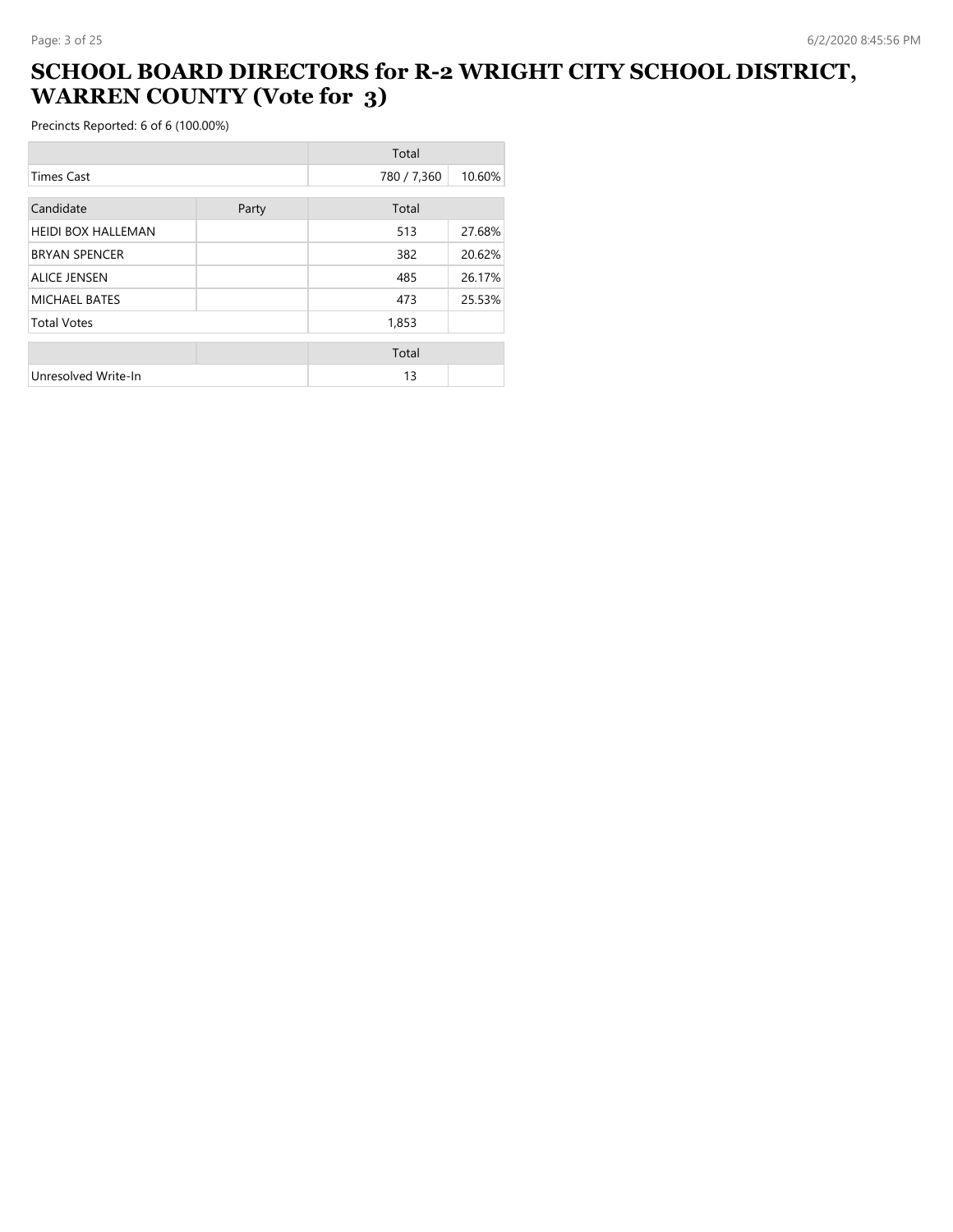# SCHOOL BOARD DIRECTORS for R-2 WRIGHT CITY SCHOOL DISTRICT, WARREN COUNTY (Vote for 3)

Precincts Reported: 6 of 6 (100.00%)

| | | Total | |
|---|---|---|---|
| Times Cast | | 780 / 7,360 | 10.60% |

| Candidate | Party | Total | |
|---|---|---|---|
| HEIDI BOX HALLEMAN | | 513 | 27.68% |
| BRYAN SPENCER | | 382 | 20.62% |
| ALICE JENSEN | | 485 | 26.17% |
| MICHAEL BATES | | 473 | 25.53% |
| Total Votes | | 1,853 | |

| | | Total | |
|---|---|---|---|
| Unresolved Write-In | | 13 | |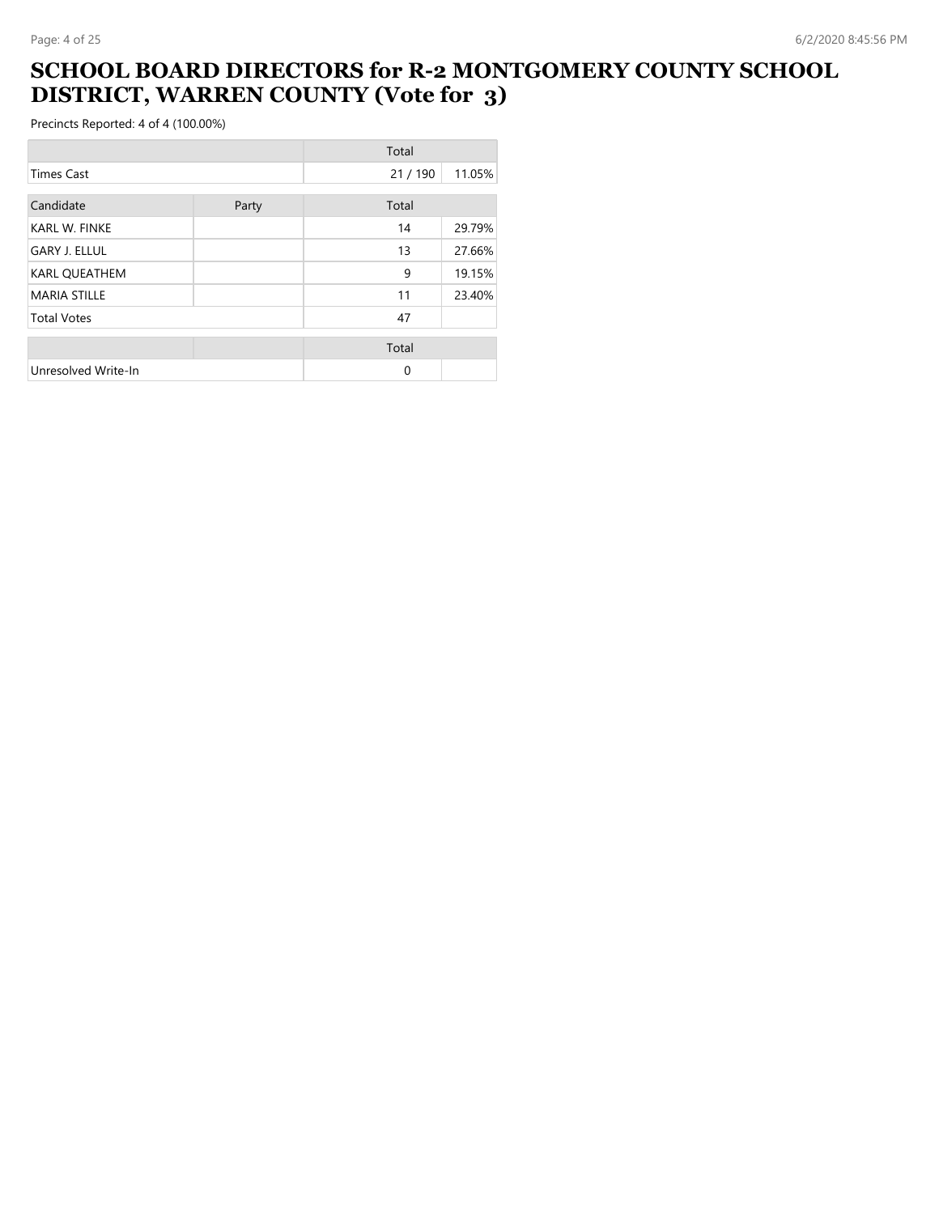# SCHOOL BOARD DIRECTORS for R-2 MONTGOMERY COUNTY SCHOOL DISTRICT, WARREN COUNTY (Vote for 3)

Precincts Reported: 4 of 4 (100.00%)

| | | Total | |
|---|---|---|---|
| Times Cast | | 21 / 190 | 11.05% |

| Candidate | Party | Total | |
|---|---|---|---|
| KARL W. FINKE | | 14 | 29.79% |
| GARY J. ELLUL | | 13 | 27.66% |
| KARL QUEATHEM | | 9 | 19.15% |
| MARIA STILLE | | 11 | 23.40% |
| Total Votes | | 47 | |

| | | Total | |
|---|---|---|---|
| Unresolved Write-In | | 0 | |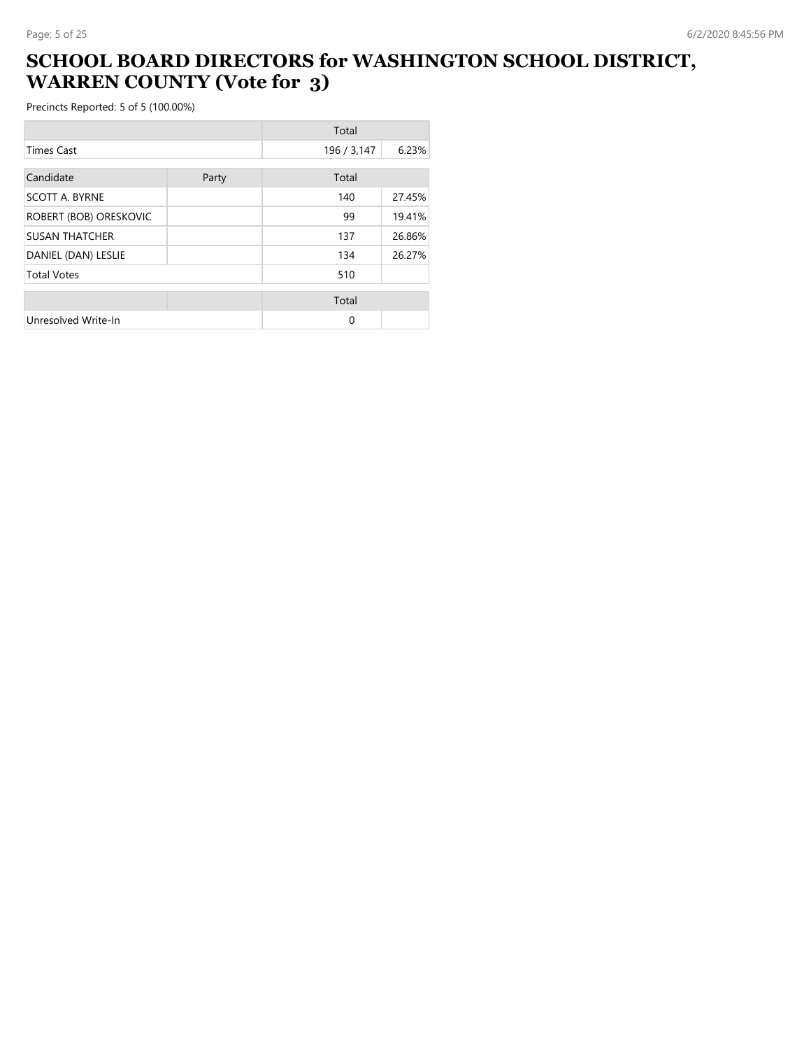# SCHOOL BOARD DIRECTORS for WASHINGTON SCHOOL DISTRICT, WARREN COUNTY (Vote for 3)

Precincts Reported: 5 of 5 (100.00%)

| | | Total | |
|---|---|---|---|
| Times Cast | | 196 / 3,147 | 6.23% |

| Candidate | Party | Total | |
|---|---|---|---|
| SCOTT A. BYRNE | | 140 | 27.45% |
| ROBERT (BOB) ORESKOVIC | | 99 | 19.41% |
| SUSAN THATCHER | | 137 | 26.86% |
| DANIEL (DAN) LESLIE | | 134 | 26.27% |
| Total Votes | | 510 | |

| | | Total | |
|---|---|---|---|
| Unresolved Write-In | | 0 | |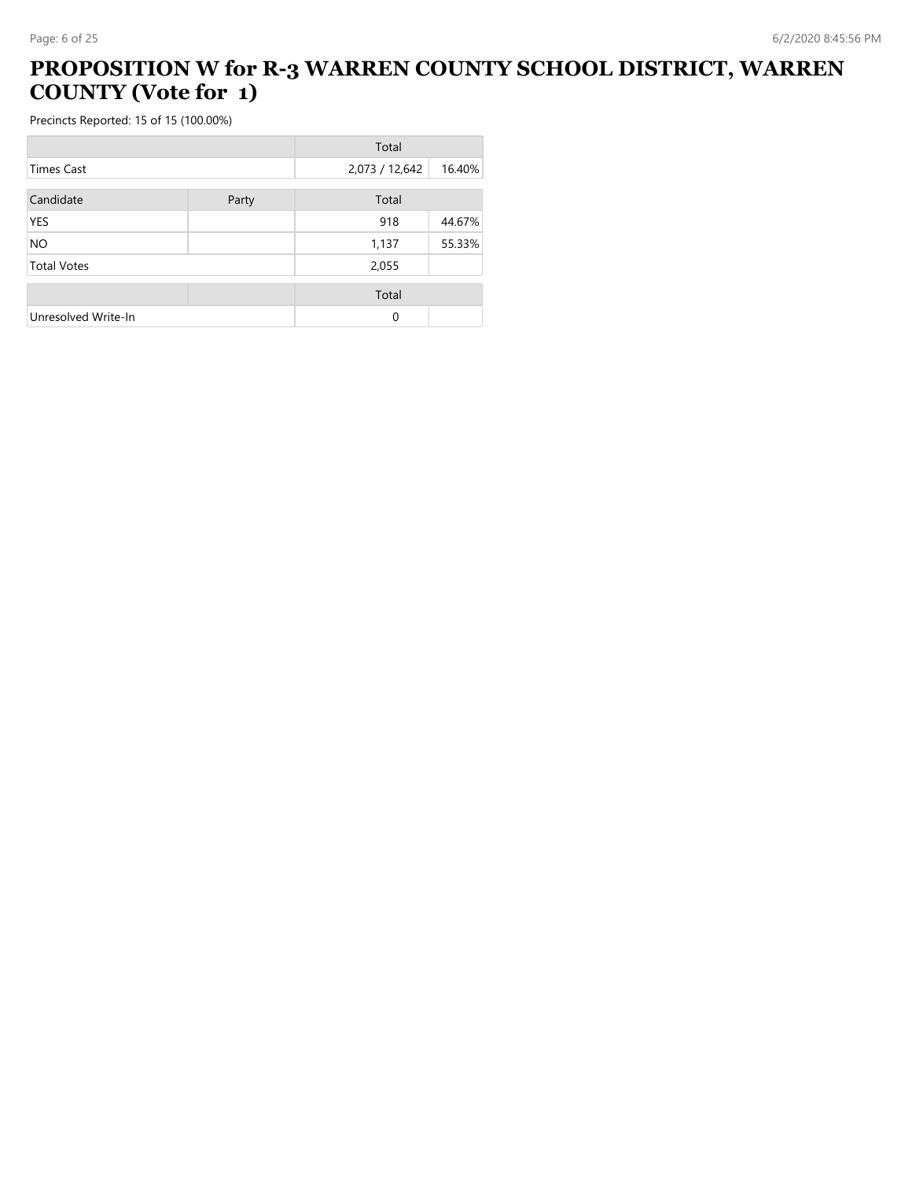# PROPOSITION W for R-3 WARREN COUNTY SCHOOL DISTRICT, WARREN COUNTY (Vote for 1)

Precincts Reported: 15 of 15 (100.00%)

| | | Total | |
|---|---|---|---|
| Times Cast | | 2,073 / 12,642 | 16.40% |

| Candidate | Party | Total | |
|---|---|---|---|
| YES | | 918 | 44.67% |
| NO | | 1,137 | 55.33% |
| Total Votes | | 2,055 | |

| | | Total | |
|---|---|---|---|
| Unresolved Write-In | | 0 | |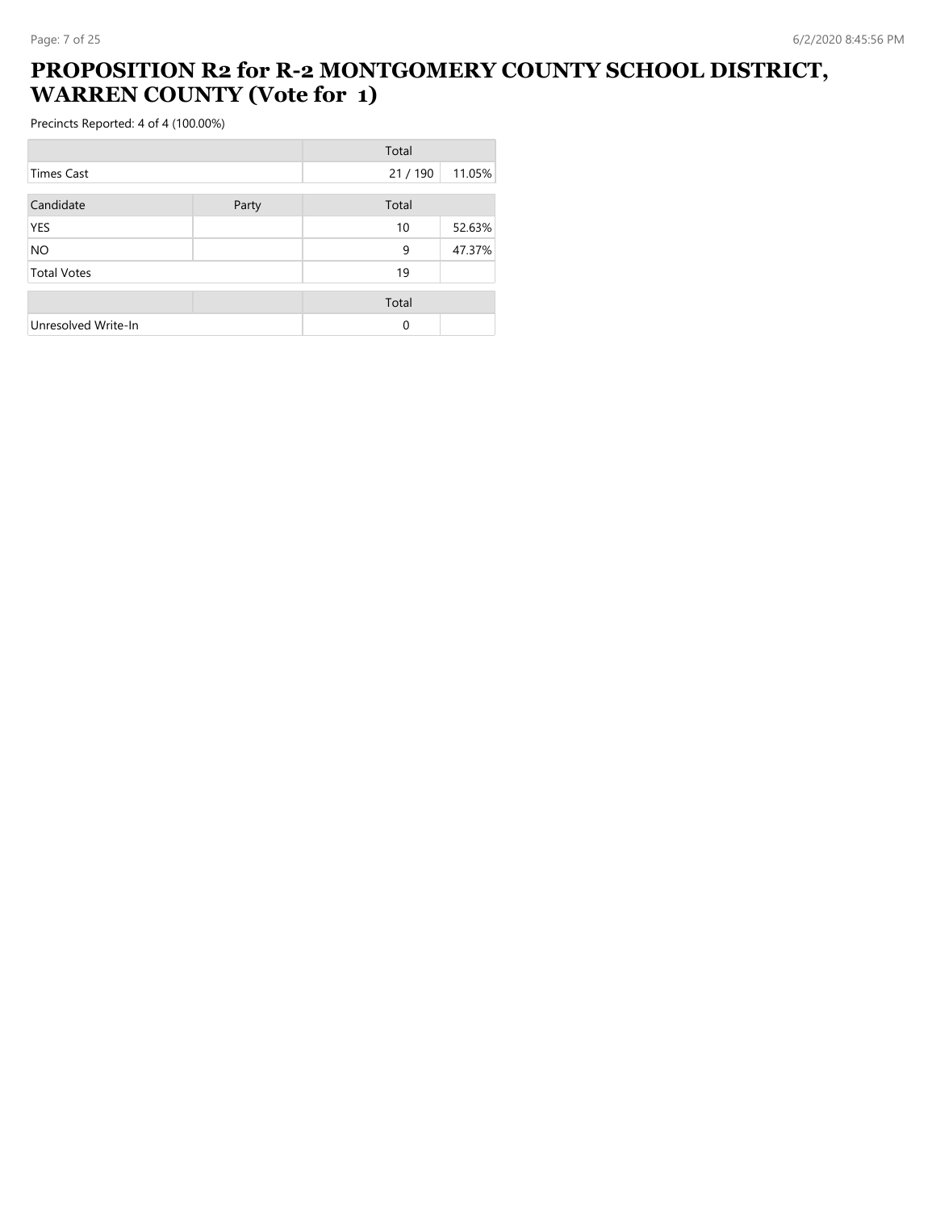# PROPOSITION R2 for R-2 MONTGOMERY COUNTY SCHOOL DISTRICT, WARREN COUNTY (Vote for 1)

Precincts Reported: 4 of 4 (100.00%)

| | Total | |
|---|---|---|
| Times Cast | 21 / 190 | 11.05% |

| Candidate | Party | Total | |
|---|---|---|---|
| YES | | 10 | 52.63% |
| NO | | 9 | 47.37% |
| Total Votes | | 19 | |

| | | Total | |
|---|---|---|---|
| Unresolved Write-In | | 0 | |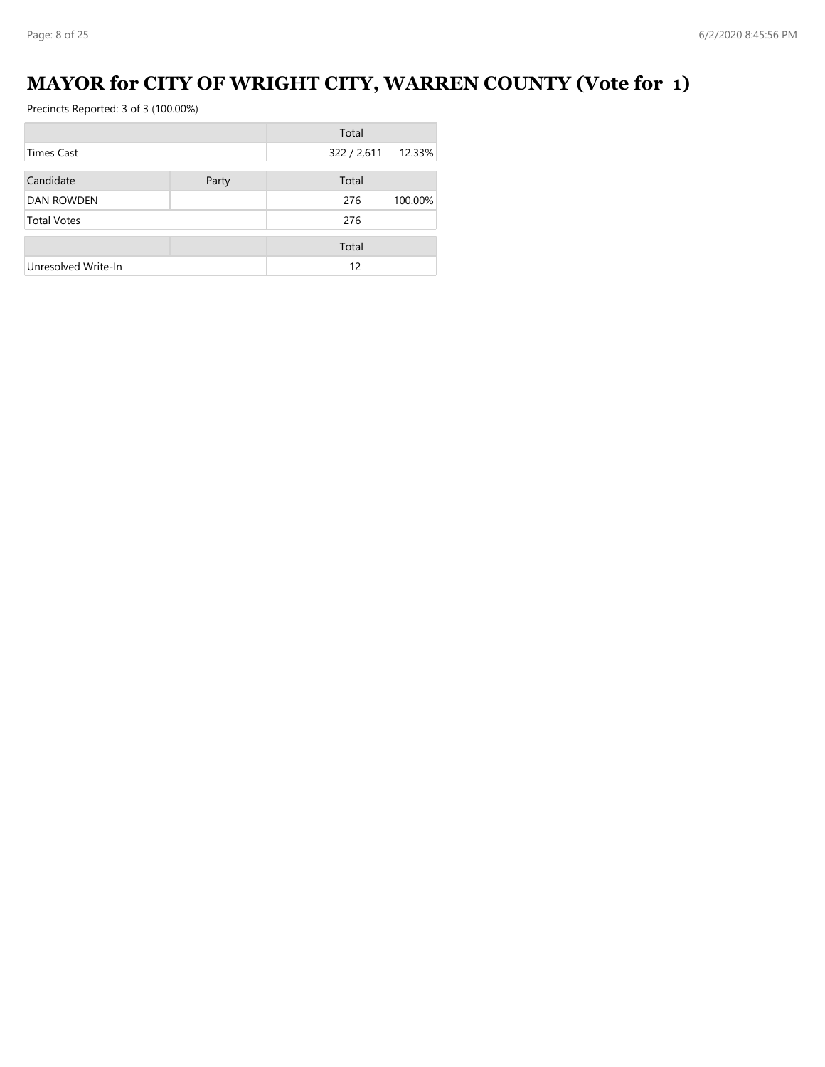# MAYOR for CITY OF WRIGHT CITY, WARREN COUNTY (Vote for 1)

Precincts Reported: 3 of 3 (100.00%)

| | | Total | |
|---|---|---|---|
| Times Cast | | 322 / 2,611 | 12.33% |

| Candidate | Party | Total | |
|---|---|---|---|
| DAN ROWDEN | | 276 | 100.00% |
| Total Votes | | 276 | |

| | | Total | |
|---|---|---|---|
| Unresolved Write-In | | 12 | |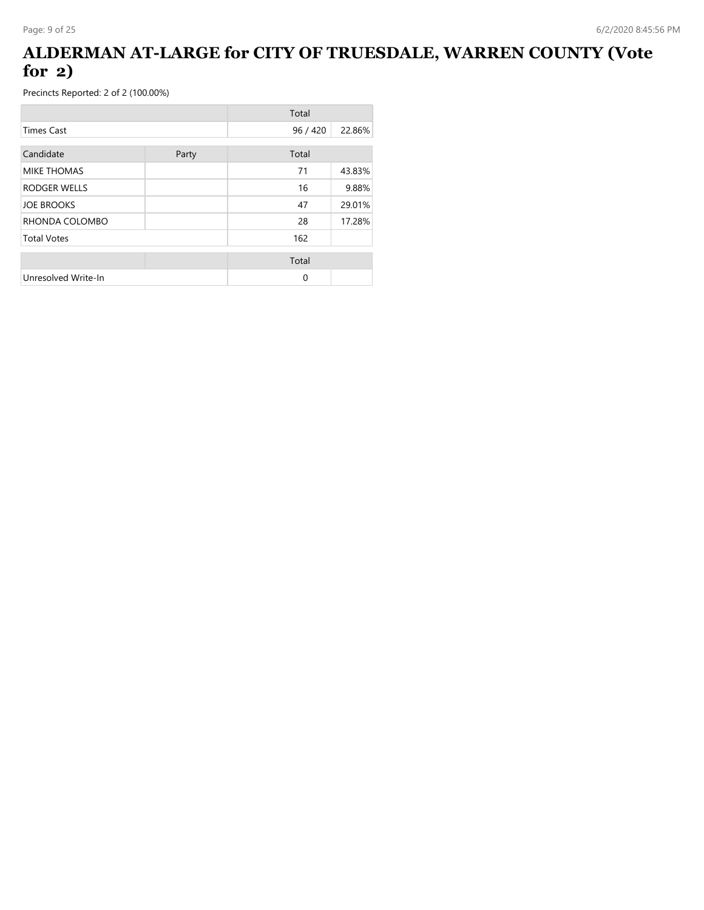# ALDERMAN AT-LARGE for CITY OF TRUESDALE, WARREN COUNTY (Vote for 2)

Precincts Reported: 2 of 2 (100.00%)

| | | Total | |
|---|---|---|---|
| Times Cast | | 96 / 420 | 22.86% |

| Candidate | Party | Total | |
|---|---|---|---|
| MIKE THOMAS | | 71 | 43.83% |
| RODGER WELLS | | 16 | 9.88% |
| JOE BROOKS | | 47 | 29.01% |
| RHONDA COLOMBO | | 28 | 17.28% |
| Total Votes | | 162 | |

| | | Total | |
|---|---|---|---|
| Unresolved Write-In | | 0 | |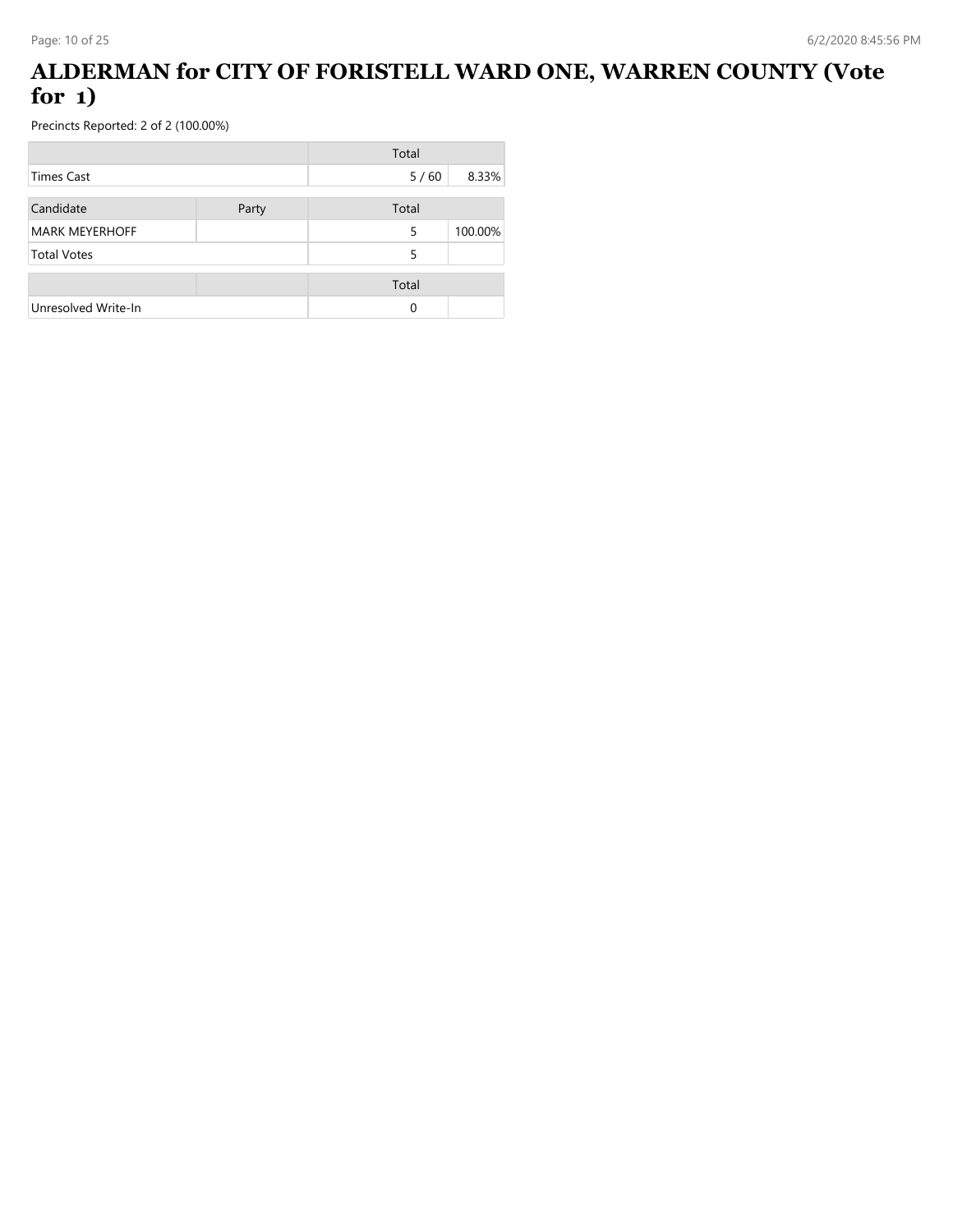# ALDERMAN for CITY OF FORISTELL WARD ONE, WARREN COUNTY (Vote for 1)

Precincts Reported: 2 of 2 (100.00%)

| | | Total | |
|---|---|---|---|
| Times Cast | | 5 / 60 | 8.33% |

| Candidate | Party | Total | |
|---|---|---|---|
| MARK MEYERHOFF | | 5 | 100.00% |
| Total Votes | | 5 | |

| | | Total | |
|---|---|---|---|
| Unresolved Write-In | | 0 | |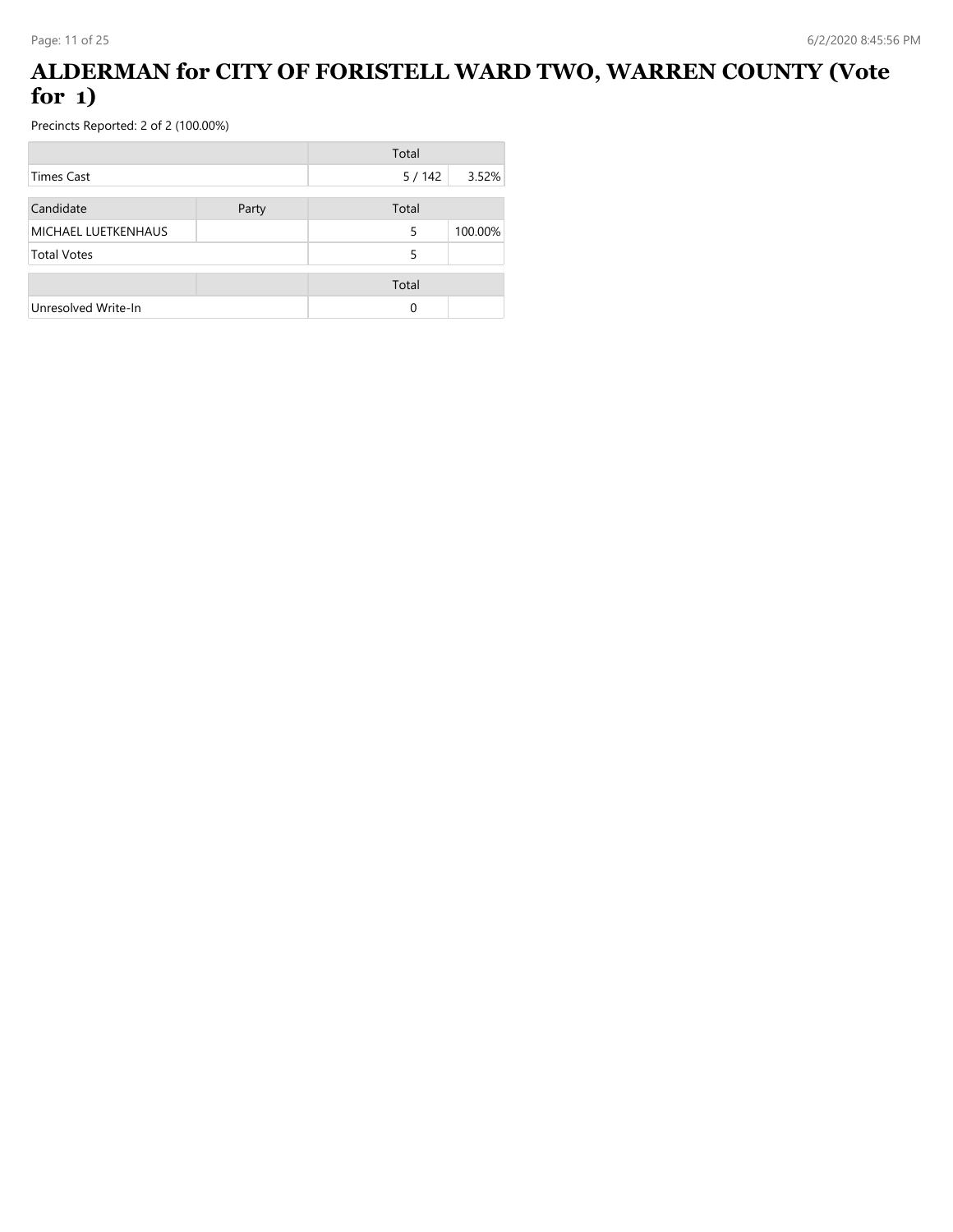# ALDERMAN for CITY OF FORISTELL WARD TWO, WARREN COUNTY (Vote for 1)

Precincts Reported: 2 of 2 (100.00%)

| | Total | |
|---|---|---|
| Times Cast | 5 / 142 | 3.52% |

| Candidate | Party | Total | |
|---|---|---|---|
| MICHAEL LUETKENHAUS | | 5 | 100.00% |
| Total Votes | | 5 | |

| | | Total | |
|---|---|---|---|
| Unresolved Write-In | | 0 | |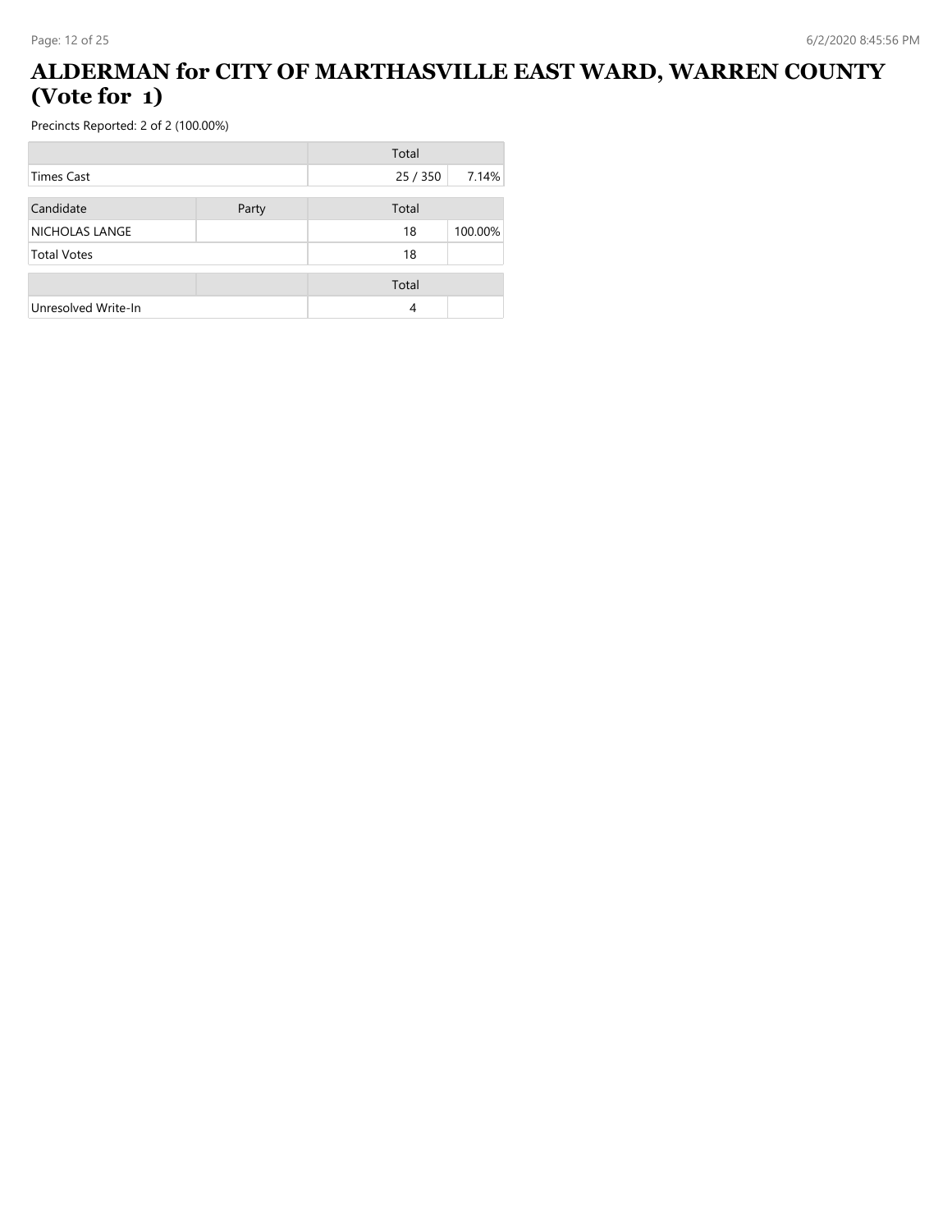# ALDERMAN for CITY OF MARTHASVILLE EAST WARD, WARREN COUNTY (Vote for 1)

Precincts Reported: 2 of 2 (100.00%)

| | | Total | |
|---|---|---|---|
| Times Cast | | 25 / 350 | 7.14% |

| Candidate | Party | Total | |
|---|---|---|---|
| NICHOLAS LANGE | | 18 | 100.00% |
| Total Votes | | 18 | |

| | | Total | |
|---|---|---|---|
| Unresolved Write-In | | 4 | |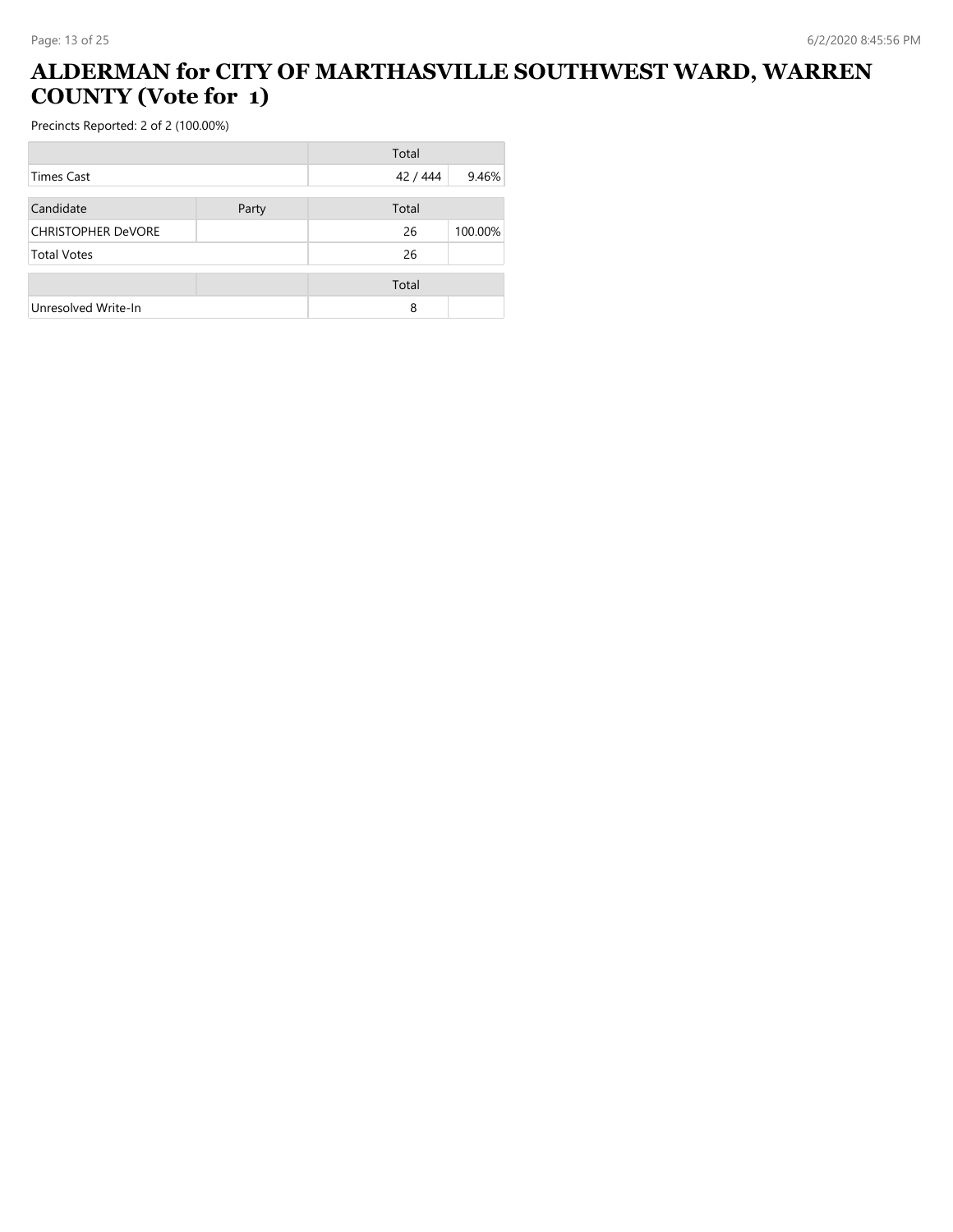# ALDERMAN for CITY OF MARTHASVILLE SOUTHWEST WARD, WARREN COUNTY (Vote for 1)

Precincts Reported: 2 of 2 (100.00%)

| | | Total | |
|---|---|---|---|
| Times Cast | | 42 / 444 | 9.46% |

| Candidate | Party | Total | |
|---|---|---|---|
| CHRISTOPHER DeVORE | | 26 | 100.00% |
| Total Votes | | 26 | |

| | | Total | |
|---|---|---|---|
| Unresolved Write-In | | 8 | |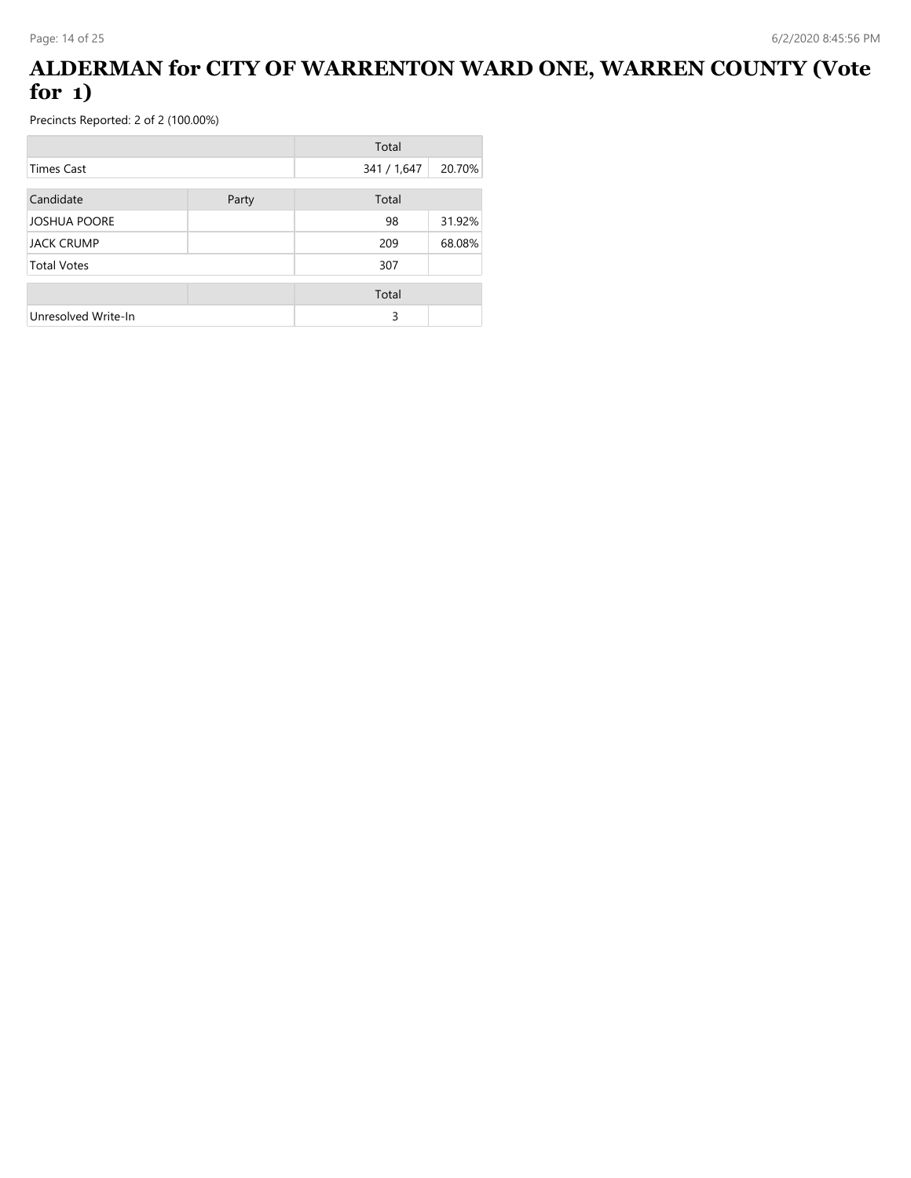# ALDERMAN for CITY OF WARRENTON WARD ONE, WARREN COUNTY (Vote for 1)

Precincts Reported: 2 of 2 (100.00%)

| | Total | |
|---|---|---|
| Times Cast | 341 / 1,647 | 20.70% |

| Candidate | Party | Total | |
|---|---|---|---|
| JOSHUA POORE | | 98 | 31.92% |
| JACK CRUMP | | 209 | 68.08% |
| Total Votes | | 307 | |

| | | Total | |
|---|---|---|---|
| Unresolved Write-In | | 3 | |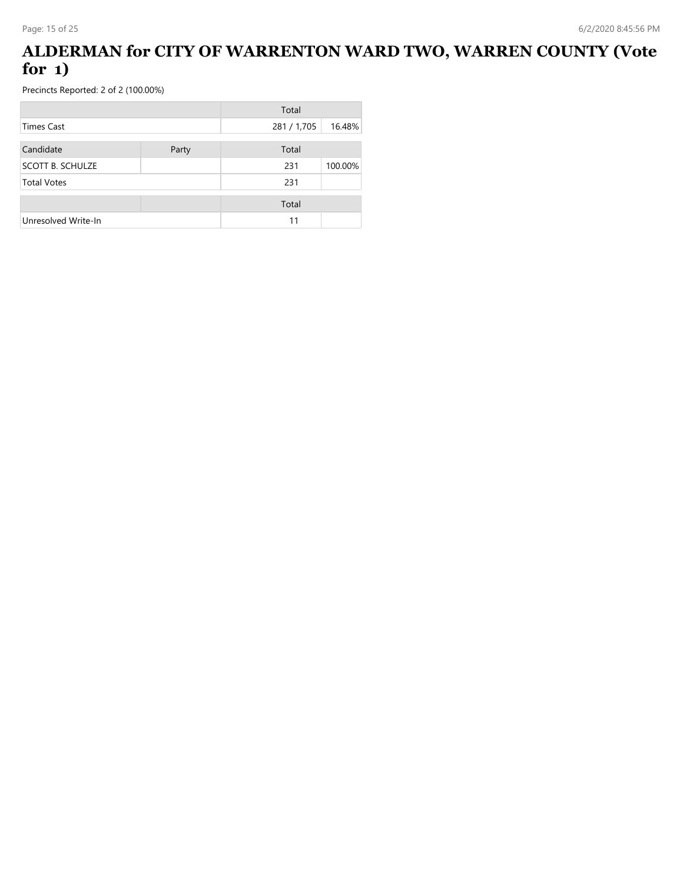# ALDERMAN for CITY OF WARRENTON WARD TWO, WARREN COUNTY (Vote for 1)

Precincts Reported: 2 of 2 (100.00%)

| | | Total | |
|---|---|---|---|
| Times Cast | | 281 / 1,705 | 16.48% |

| Candidate | Party | Total | |
|---|---|---|---|
| SCOTT B. SCHULZE | | 231 | 100.00% |
| Total Votes | | 231 | |

| | | Total | |
|---|---|---|---|
| Unresolved Write-In | | 11 | |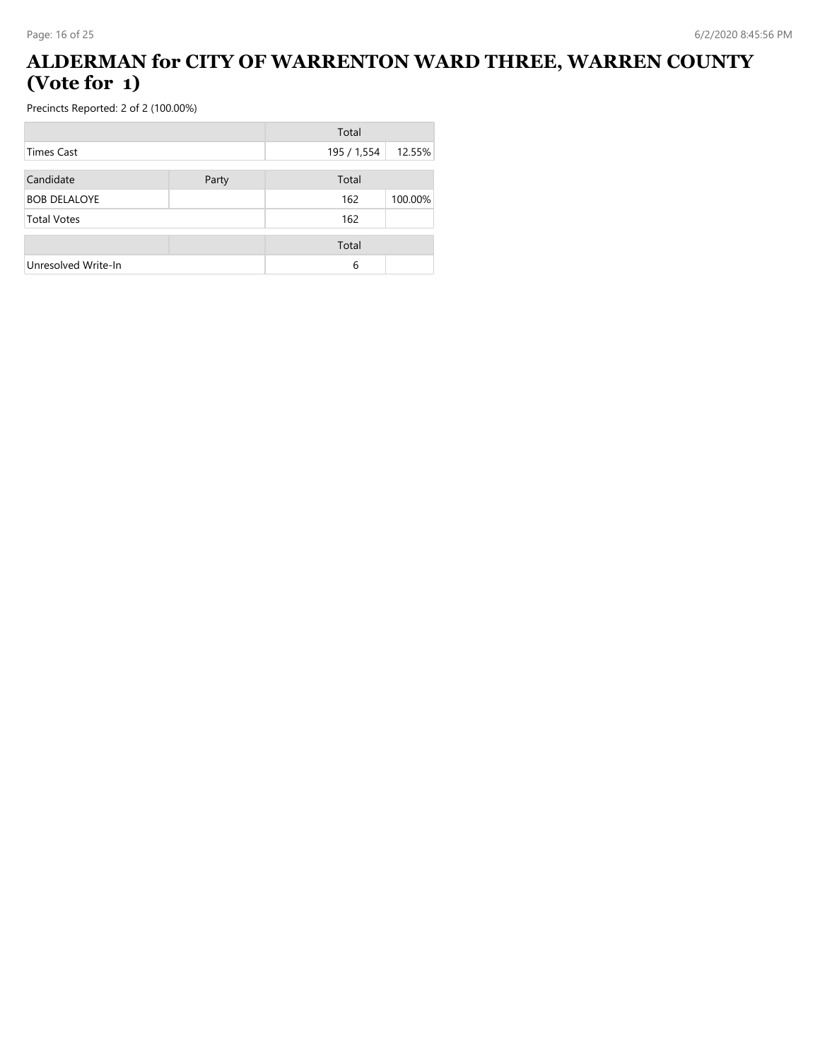# ALDERMAN for CITY OF WARRENTON WARD THREE, WARREN COUNTY (Vote for 1)

Precincts Reported: 2 of 2 (100.00%)

| | | Total | |
|---|---|---|---|
| Times Cast | | 195 / 1,554 | 12.55% |

| Candidate | Party | Total | |
|---|---|---|---|
| BOB DELALOYE | | 162 | 100.00% |
| Total Votes | | 162 | |

| | | Total | |
|---|---|---|---|
| Unresolved Write-In | | 6 | |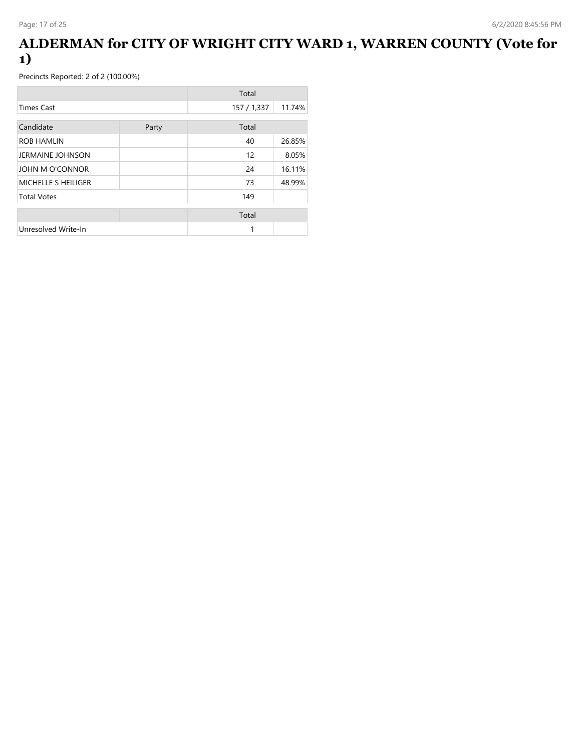# ALDERMAN for CITY OF WRIGHT CITY WARD 1, WARREN COUNTY (Vote for 1)

Precincts Reported: 2 of 2 (100.00%)

| | | Total | |
|---|---|---|---|
| Times Cast | | 157 / 1,337 | 11.74% |

| Candidate | Party | Total | |
|---|---|---|---|
| ROB HAMLIN | | 40 | 26.85% |
| JERMAINE JOHNSON | | 12 | 8.05% |
| JOHN M O'CONNOR | | 24 | 16.11% |
| MICHELLE S HEILIGER | | 73 | 48.99% |
| Total Votes | | 149 | |

| | | Total | |
|---|---|---|---|
| Unresolved Write-In | | 1 | |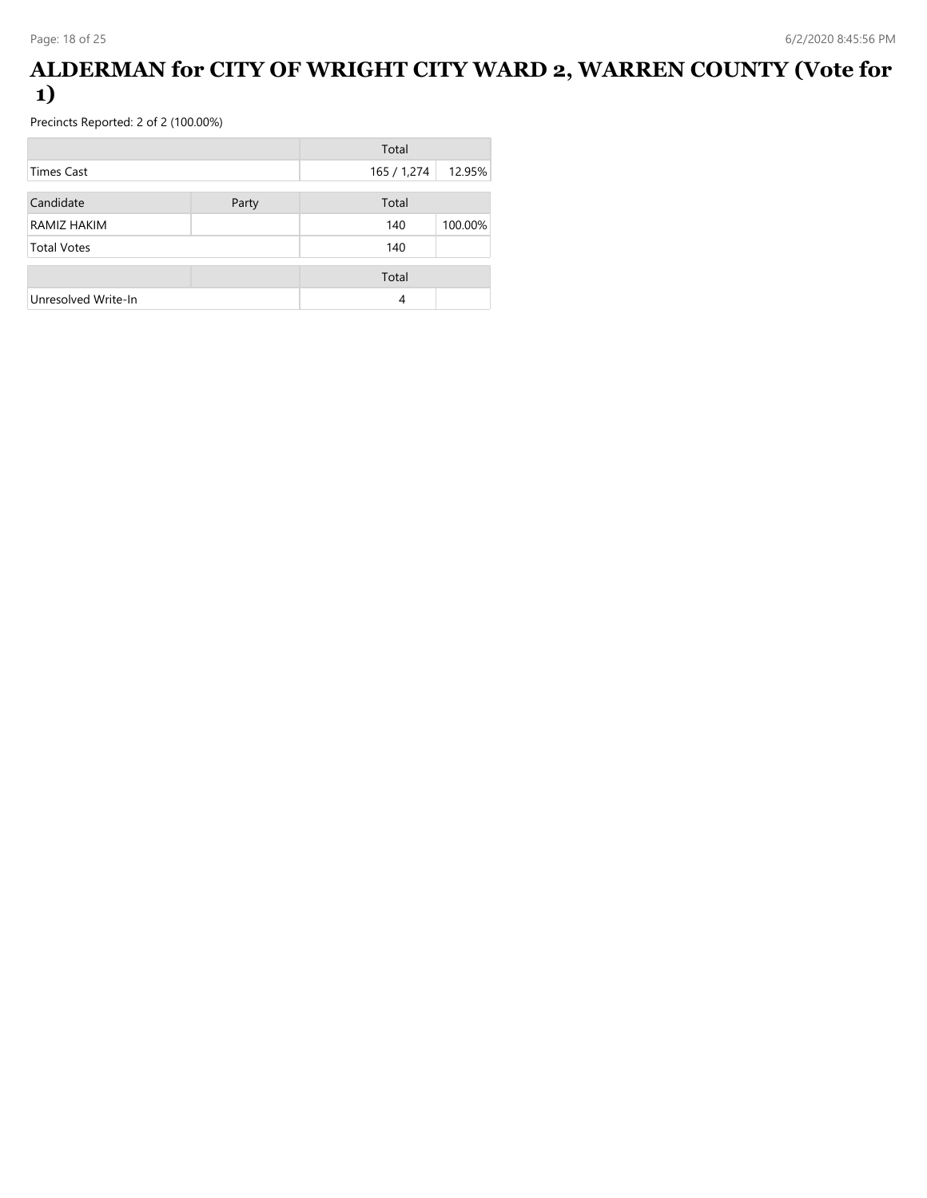# ALDERMAN for CITY OF WRIGHT CITY WARD 2, WARREN COUNTY (Vote for 1)

Precincts Reported: 2 of 2 (100.00%)

| | Total | |
|---|---|---|
| Times Cast | 165 / 1,274 | 12.95% |

| Candidate | Party | Total | |
|---|---|---|---|
| RAMIZ HAKIM | | 140 | 100.00% |
| Total Votes | | 140 | |

| | | Total | |
|---|---|---|---|
| Unresolved Write-In | | 4 | |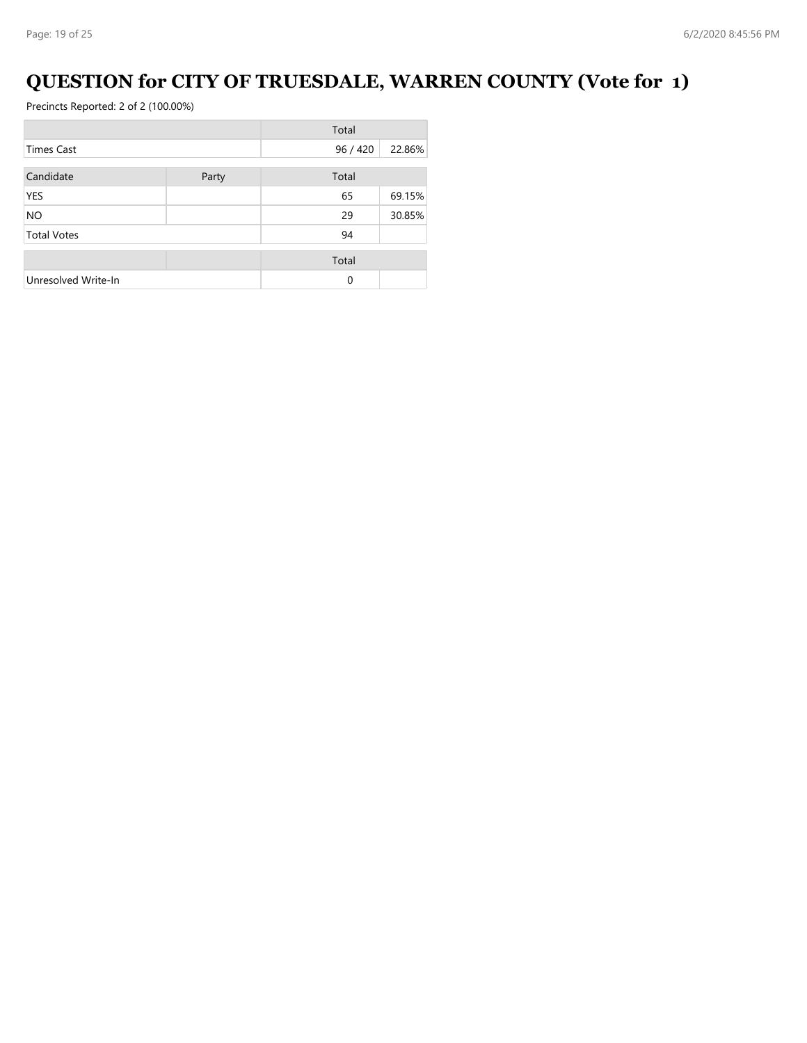# QUESTION for CITY OF TRUESDALE, WARREN COUNTY (Vote for 1)

Precincts Reported: 2 of 2 (100.00%)

| | | Total | |
|---|---|---|---|
| Times Cast | | 96 / 420 | 22.86% |

| Candidate | Party | Total | |
|---|---|---|---|
| YES | | 65 | 69.15% |
| NO | | 29 | 30.85% |
| Total Votes | | 94 | |

| | | Total | |
|---|---|---|---|
| Unresolved Write-In | | 0 | |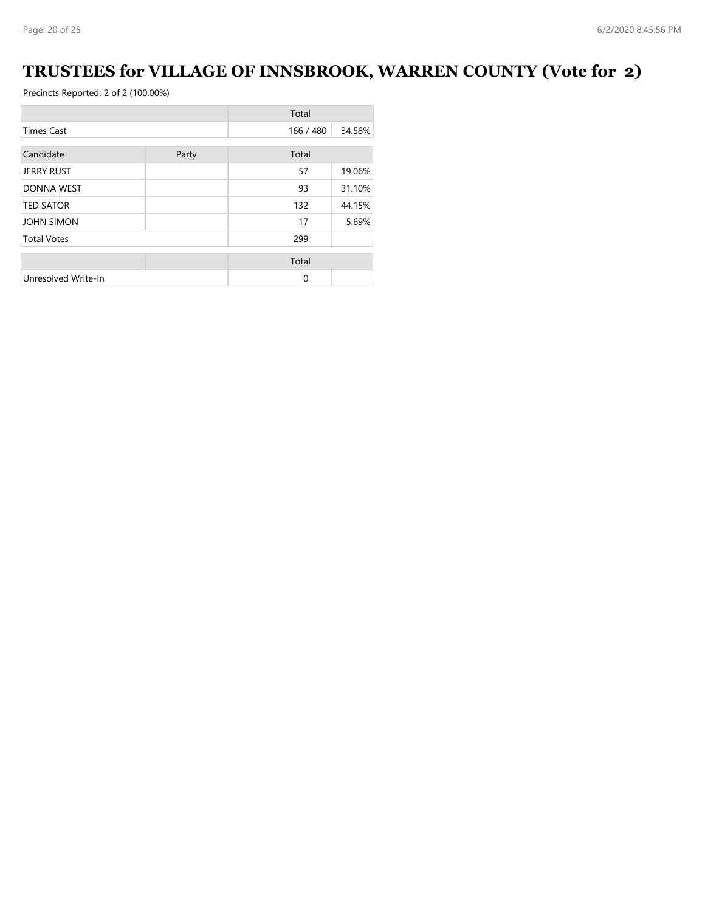# TRUSTEES for VILLAGE OF INNSBROOK, WARREN COUNTY (Vote for 2)

Precincts Reported: 2 of 2 (100.00%)

| | | Total | |
|---|---|---|---|
| Times Cast | | 166 / 480 | 34.58% |

| Candidate | Party | Total | |
|---|---|---|---|
| JERRY RUST | | 57 | 19.06% |
| DONNA WEST | | 93 | 31.10% |
| TED SATOR | | 132 | 44.15% |
| JOHN SIMON | | 17 | 5.69% |
| Total Votes | | 299 | |

| | | Total | |
|---|---|---|---|
| Unresolved Write-In | | 0 | |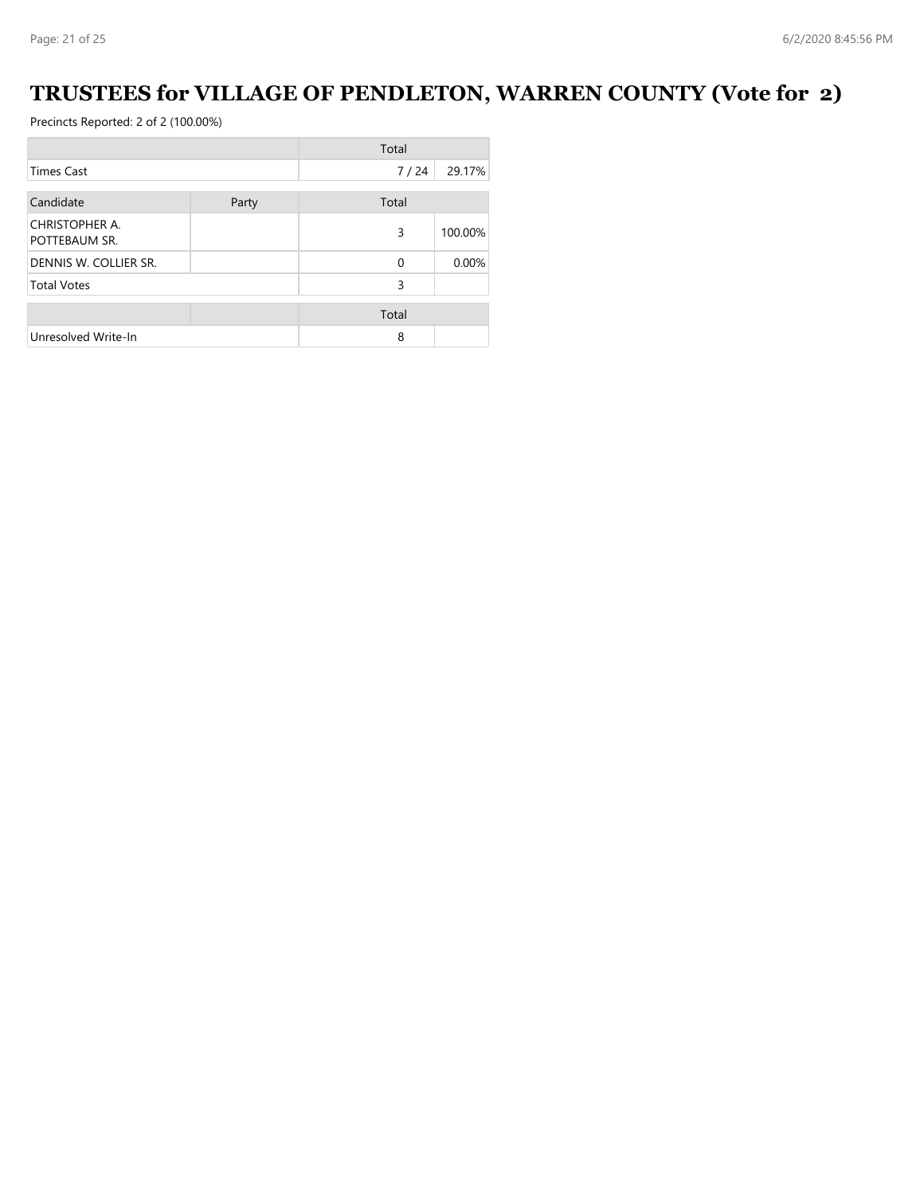# TRUSTEES for VILLAGE OF PENDLETON, WARREN COUNTY (Vote for 2)

Precincts Reported: 2 of 2 (100.00%)

| | | Total | |
|---|---|---|---|
| Times Cast | | 7 / 24 | 29.17% |

| Candidate | Party | Total | |
|---|---|---|---|
| CHRISTOPHER A. POTTEBAUM SR. | | 3 | 100.00% |
| DENNIS W. COLLIER SR. | | 0 | 0.00% |
| Total Votes | | 3 | |

| | | Total | |
|---|---|---|---|
| Unresolved Write-In | | 8 | |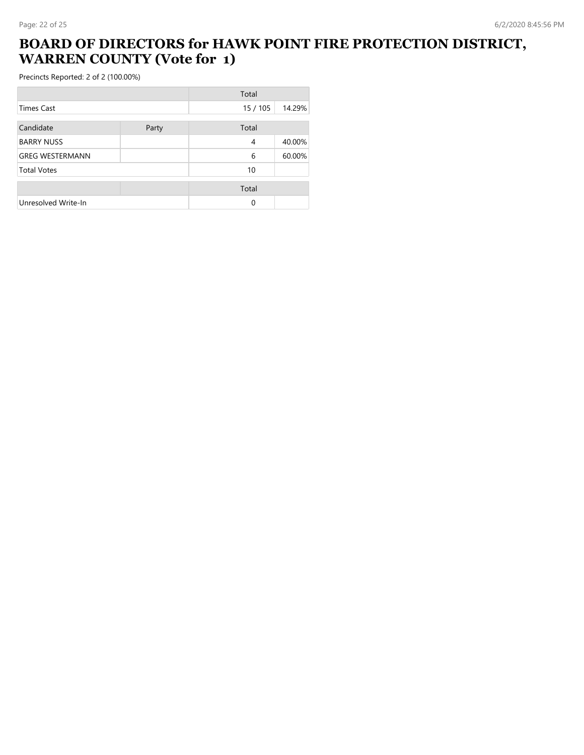# BOARD OF DIRECTORS for HAWK POINT FIRE PROTECTION DISTRICT, WARREN COUNTY (Vote for 1)

Precincts Reported: 2 of 2 (100.00%)

| | | Total | |
|---|---|---|---|
| Times Cast | | 15 / 105 | 14.29% |

| Candidate | Party | Total | |
|---|---|---|---|
| BARRY NUSS | | 4 | 40.00% |
| GREG WESTERMANN | | 6 | 60.00% |
| Total Votes | | 10 | |

| | | Total | |
|---|---|---|---|
| Unresolved Write-In | | 0 | |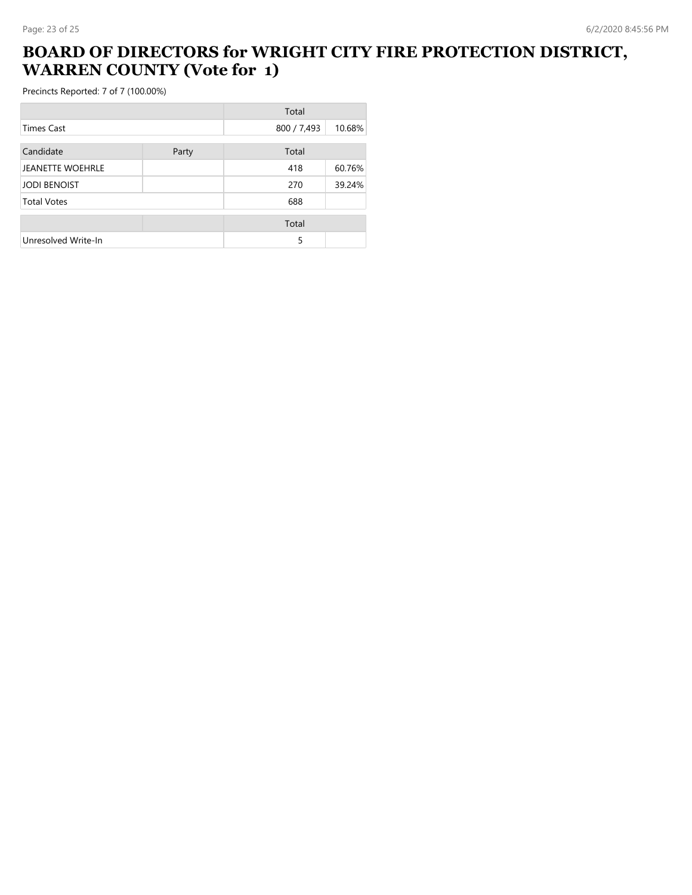# BOARD OF DIRECTORS for WRIGHT CITY FIRE PROTECTION DISTRICT, WARREN COUNTY (Vote for 1)

Precincts Reported: 7 of 7 (100.00%)

| | | Total | |
|---|---|---|---|
| Times Cast | | 800 / 7,493 | 10.68% |

| Candidate | Party | Total | |
|---|---|---|---|
| JEANETTE WOEHRLE | | 418 | 60.76% |
| JODI BENOIST | | 270 | 39.24% |
| Total Votes | | 688 | |

| | | Total | |
|---|---|---|---|
| Unresolved Write-In | | 5 | |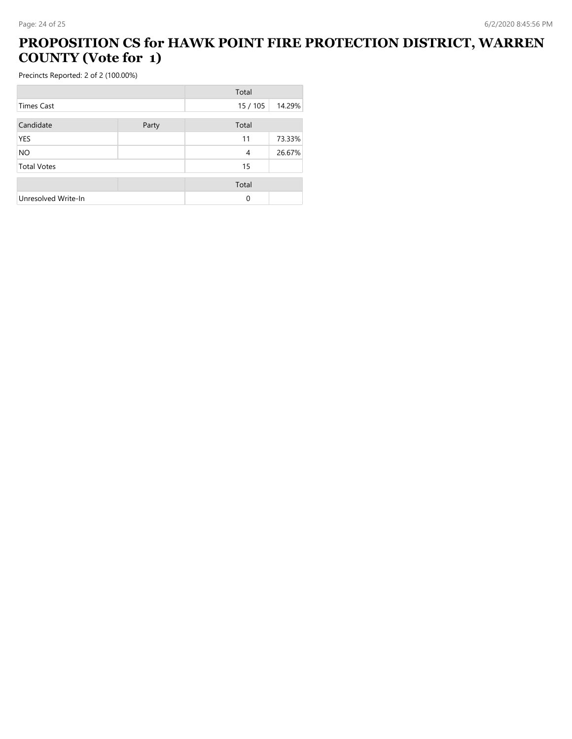# PROPOSITION CS for HAWK POINT FIRE PROTECTION DISTRICT, WARREN COUNTY (Vote for 1)

Precincts Reported: 2 of 2 (100.00%)

| | | Total | |
|---|---|---|---|
| Times Cast | | 15 / 105 | 14.29% |

| Candidate | Party | Total | |
|---|---|---|---|
| YES | | 11 | 73.33% |
| NO | | 4 | 26.67% |
| Total Votes | | 15 | |

| | | Total | |
|---|---|---|---|
| Unresolved Write-In | | 0 | |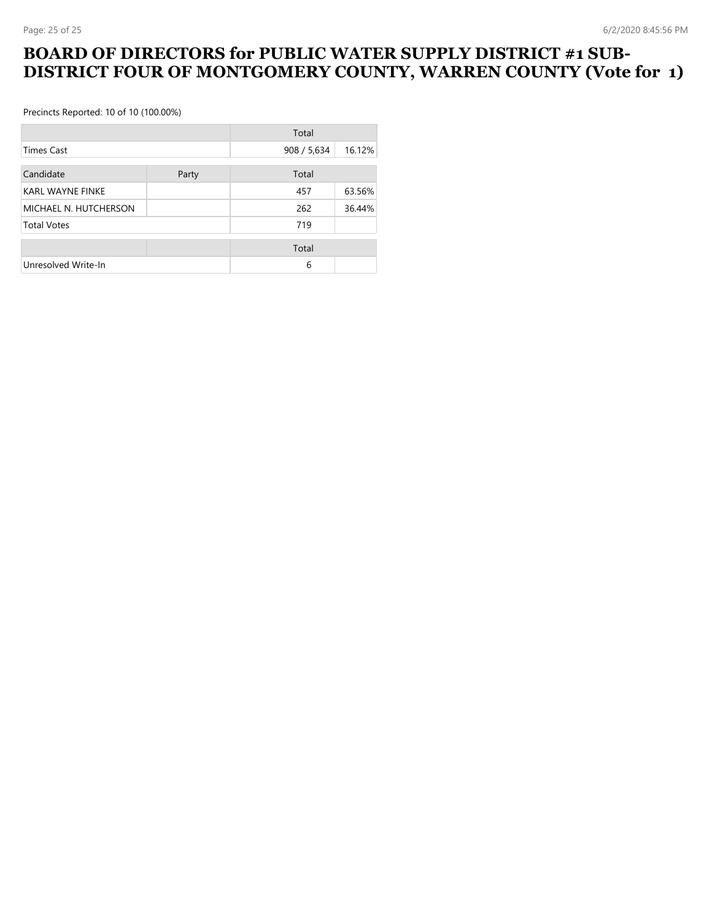# BOARD OF DIRECTORS for PUBLIC WATER SUPPLY DISTRICT #1 SUB-DISTRICT FOUR OF MONTGOMERY COUNTY, WARREN COUNTY (Vote for 1)

Precincts Reported: 10 of 10 (100.00%)

| | | Total | |
|---|---|---|---|
| Times Cast | | 908 / 5,634 | 16.12% |

| Candidate | Party | Total | |
|---|---|---|---|
| KARL WAYNE FINKE | | 457 | 63.56% |
| MICHAEL N. HUTCHERSON | | 262 | 36.44% |
| Total Votes | | 719 | |

| | | Total | |
|---|---|---|---|
| Unresolved Write-In | | 6 | |